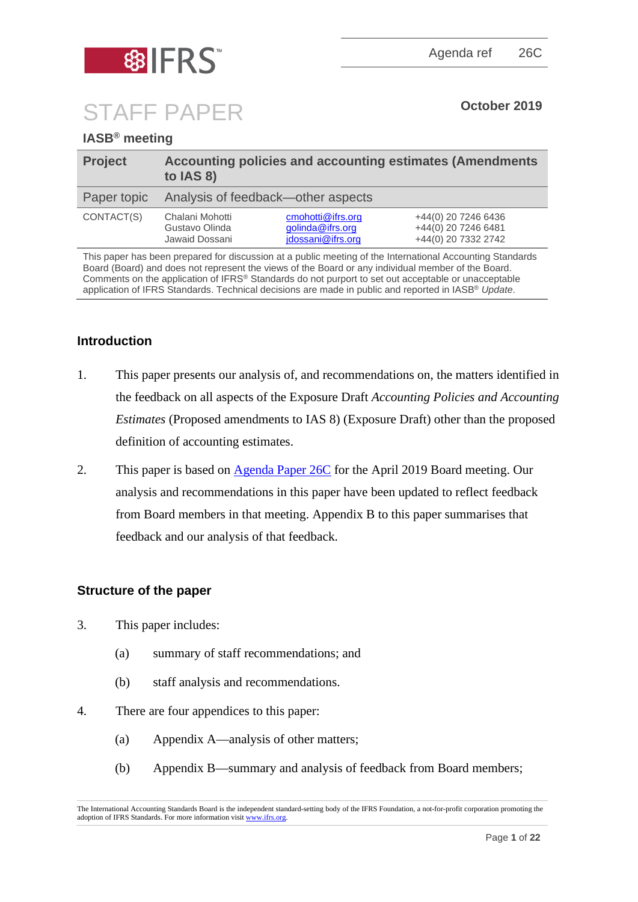Agenda ref 26C

# STAFF PAPER

October 2019

**IASB® meeting**

| **Project** | **Accounting policies and accounting estimates (Amendments to IAS 8)** | | |
|---|---|---|---|
| Paper topic | Analysis of feedback—other aspects | | |
| CONTACT(S) | Chalani Mohotti | cmohotti@ifrs.org | +44(0) 20 7246 6436 |
| | Gustavo Olinda | golinda@ifrs.org | +44(0) 20 7246 6481 |
| | Jawaid Dossani | jdossani@ifrs.org | +44(0) 20 7332 2742 |

This paper has been prepared for discussion at a public meeting of the International Accounting Standards Board (Board) and does not represent the views of the Board or any individual member of the Board. Comments on the application of IFRS® Standards do not purport to set out acceptable or unacceptable application of IFRS Standards. Technical decisions are made in public and reported in IASB® *Update*.

## Introduction

1. This paper presents our analysis of, and recommendations on, the matters identified in the feedback on all aspects of the Exposure Draft *Accounting Policies and Accounting Estimates* (Proposed amendments to IAS 8) (Exposure Draft) other than the proposed definition of accounting estimates.

2. This paper is based on Agenda Paper 26C for the April 2019 Board meeting. Our analysis and recommendations in this paper have been updated to reflect feedback from Board members in that meeting. Appendix B to this paper summarises that feedback and our analysis of that feedback.

## Structure of the paper

3. This paper includes:
   (a) summary of staff recommendations; and
   (b) staff analysis and recommendations.

4. There are four appendices to this paper:
   (a) Appendix A—analysis of other matters;
   (b) Appendix B—summary and analysis of feedback from Board members;

The International Accounting Standards Board is the independent standard-setting body of the IFRS Foundation, a not-for-profit corporation promoting the adoption of IFRS Standards. For more information visit www.ifrs.org.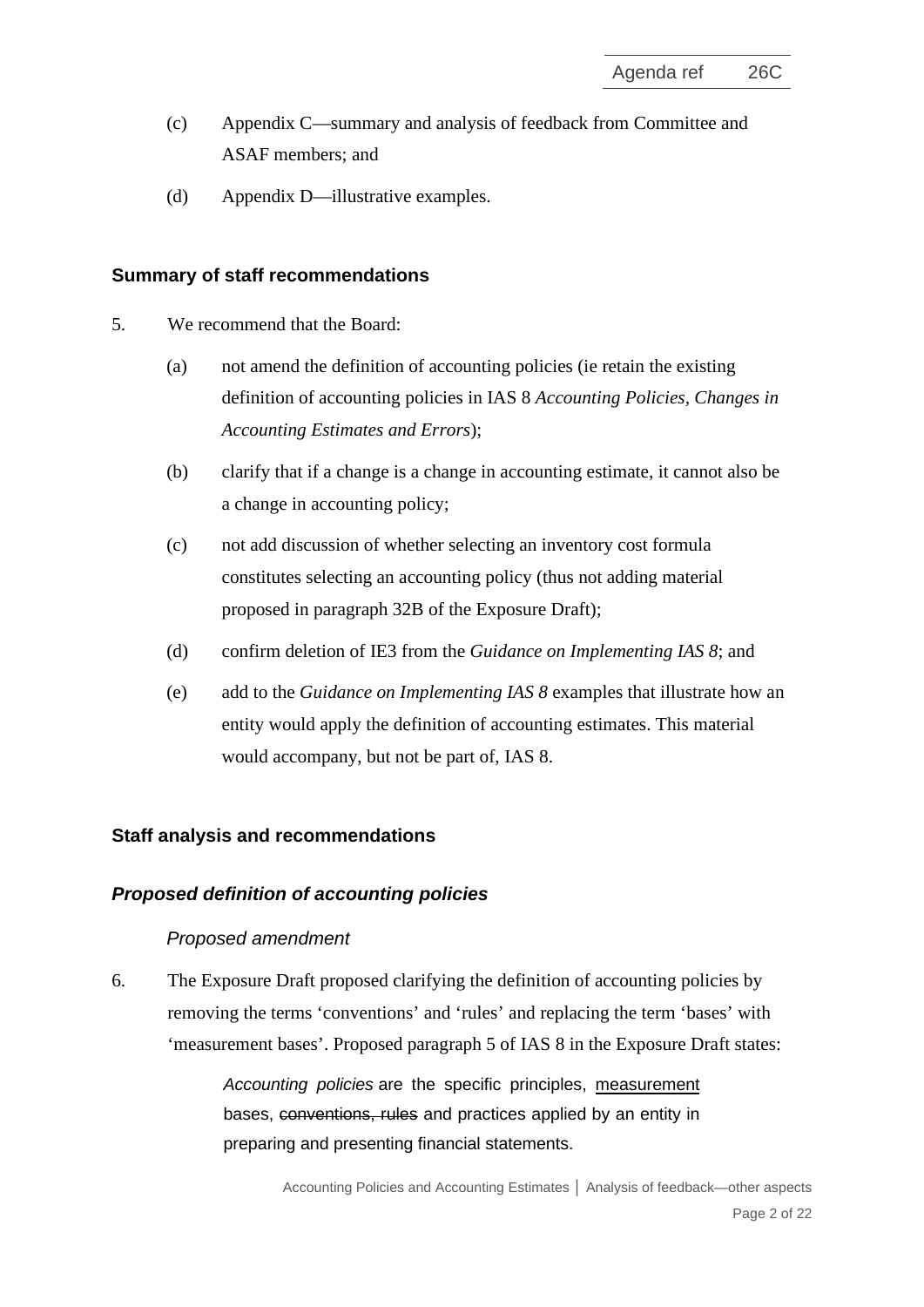(c) Appendix C—summary and analysis of feedback from Committee and ASAF members; and

(d) Appendix D—illustrative examples.

## Summary of staff recommendations

5. We recommend that the Board:

   (a) not amend the definition of accounting policies (ie retain the existing definition of accounting policies in IAS 8 *Accounting Policies, Changes in Accounting Estimates and Errors*);

   (b) clarify that if a change is a change in accounting estimate, it cannot also be a change in accounting policy;

   (c) not add discussion of whether selecting an inventory cost formula constitutes selecting an accounting policy (thus not adding material proposed in paragraph 32B of the Exposure Draft);

   (d) confirm deletion of IE3 from the *Guidance on Implementing IAS 8*; and

   (e) add to the *Guidance on Implementing IAS 8* examples that illustrate how an entity would apply the definition of accounting estimates. This material would accompany, but not be part of, IAS 8.

## Staff analysis and recommendations

### *Proposed definition of accounting policies*

#### *Proposed amendment*

6. The Exposure Draft proposed clarifying the definition of accounting policies by removing the terms 'conventions' and 'rules' and replacing the term 'bases' with 'measurement bases'. Proposed paragraph 5 of IAS 8 in the Exposure Draft states:

> *Accounting policies* are the specific principles, <u>measurement</u> bases, ~~conventions, rules~~ and practices applied by an entity in preparing and presenting financial statements.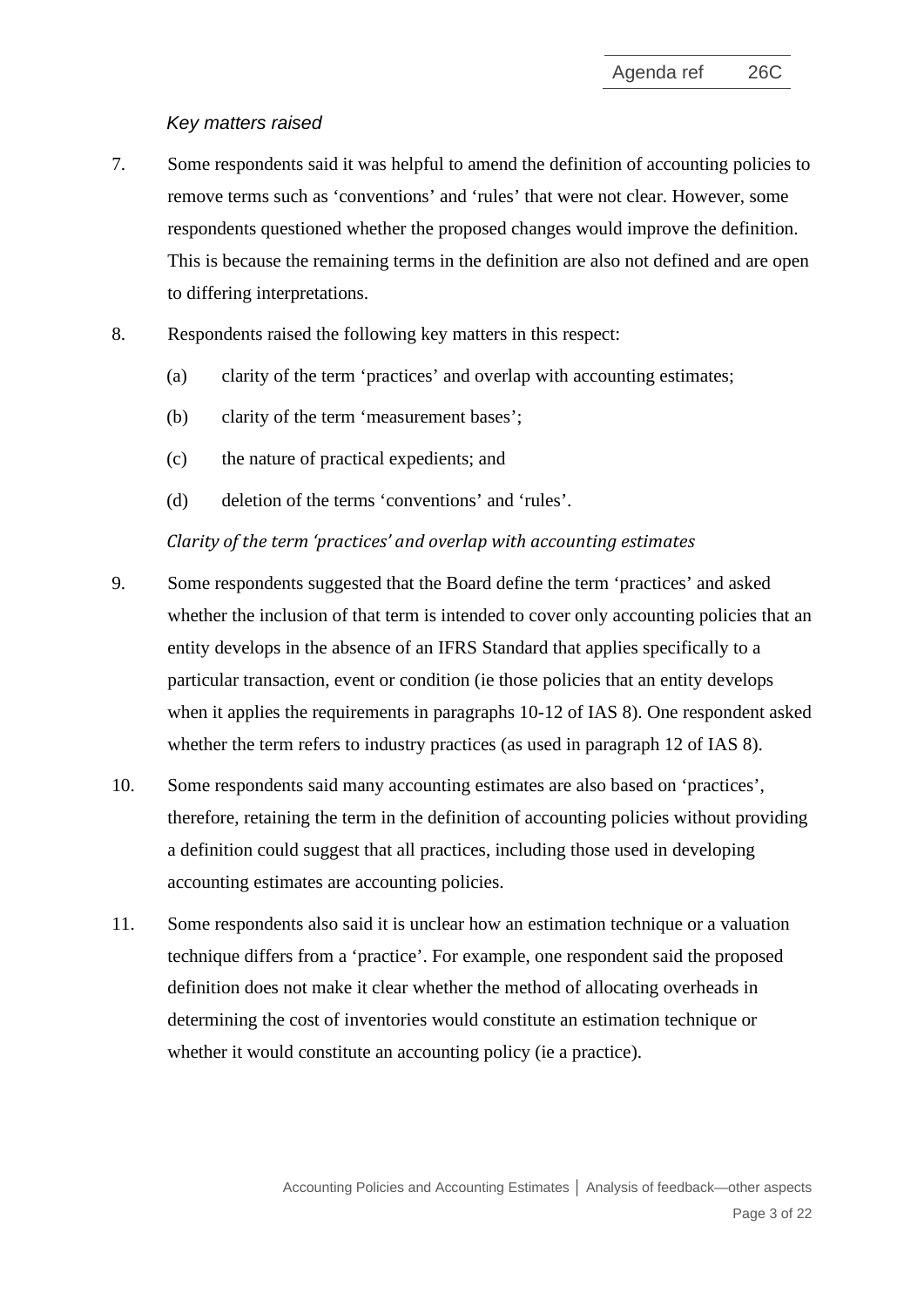*Key matters raised*

7. Some respondents said it was helpful to amend the definition of accounting policies to remove terms such as 'conventions' and 'rules' that were not clear. However, some respondents questioned whether the proposed changes would improve the definition. This is because the remaining terms in the definition are also not defined and are open to differing interpretations.

8. Respondents raised the following key matters in this respect:

   (a) clarity of the term 'practices' and overlap with accounting estimates;

   (b) clarity of the term 'measurement bases';

   (c) the nature of practical expedients; and

   (d) deletion of the terms 'conventions' and 'rules'.

*Clarity of the term 'practices' and overlap with accounting estimates*

9. Some respondents suggested that the Board define the term 'practices' and asked whether the inclusion of that term is intended to cover only accounting policies that an entity develops in the absence of an IFRS Standard that applies specifically to a particular transaction, event or condition (ie those policies that an entity develops when it applies the requirements in paragraphs 10-12 of IAS 8). One respondent asked whether the term refers to industry practices (as used in paragraph 12 of IAS 8).

10. Some respondents said many accounting estimates are also based on 'practices', therefore, retaining the term in the definition of accounting policies without providing a definition could suggest that all practices, including those used in developing accounting estimates are accounting policies.

11. Some respondents also said it is unclear how an estimation technique or a valuation technique differs from a 'practice'. For example, one respondent said the proposed definition does not make it clear whether the method of allocating overheads in determining the cost of inventories would constitute an estimation technique or whether it would constitute an accounting policy (ie a practice).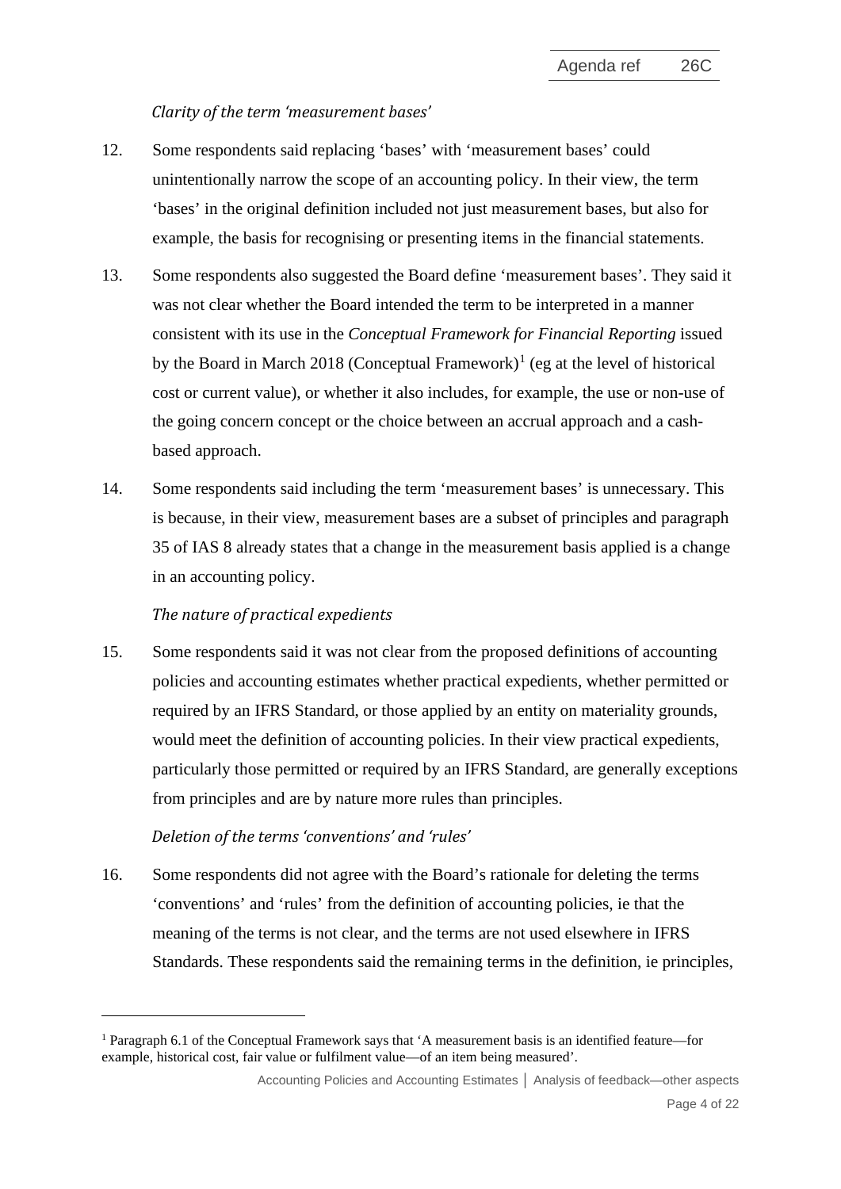*Clarity of the term 'measurement bases'*

12. Some respondents said replacing 'bases' with 'measurement bases' could unintentionally narrow the scope of an accounting policy. In their view, the term 'bases' in the original definition included not just measurement bases, but also for example, the basis for recognising or presenting items in the financial statements.

13. Some respondents also suggested the Board define 'measurement bases'. They said it was not clear whether the Board intended the term to be interpreted in a manner consistent with its use in the *Conceptual Framework for Financial Reporting* issued by the Board in March 2018 (Conceptual Framework)[1] (eg at the level of historical cost or current value), or whether it also includes, for example, the use or non-use of the going concern concept or the choice between an accrual approach and a cash-based approach.

14. Some respondents said including the term 'measurement bases' is unnecessary. This is because, in their view, measurement bases are a subset of principles and paragraph 35 of IAS 8 already states that a change in the measurement basis applied is a change in an accounting policy.

*The nature of practical expedients*

15. Some respondents said it was not clear from the proposed definitions of accounting policies and accounting estimates whether practical expedients, whether permitted or required by an IFRS Standard, or those applied by an entity on materiality grounds, would meet the definition of accounting policies. In their view practical expedients, particularly those permitted or required by an IFRS Standard, are generally exceptions from principles and are by nature more rules than principles.

*Deletion of the terms 'conventions' and 'rules'*

16. Some respondents did not agree with the Board's rationale for deleting the terms 'conventions' and 'rules' from the definition of accounting policies, ie that the meaning of the terms is not clear, and the terms are not used elsewhere in IFRS Standards. These respondents said the remaining terms in the definition, ie principles,

---

[1] Paragraph 6.1 of the Conceptual Framework says that 'A measurement basis is an identified feature—for example, historical cost, fair value or fulfilment value—of an item being measured'.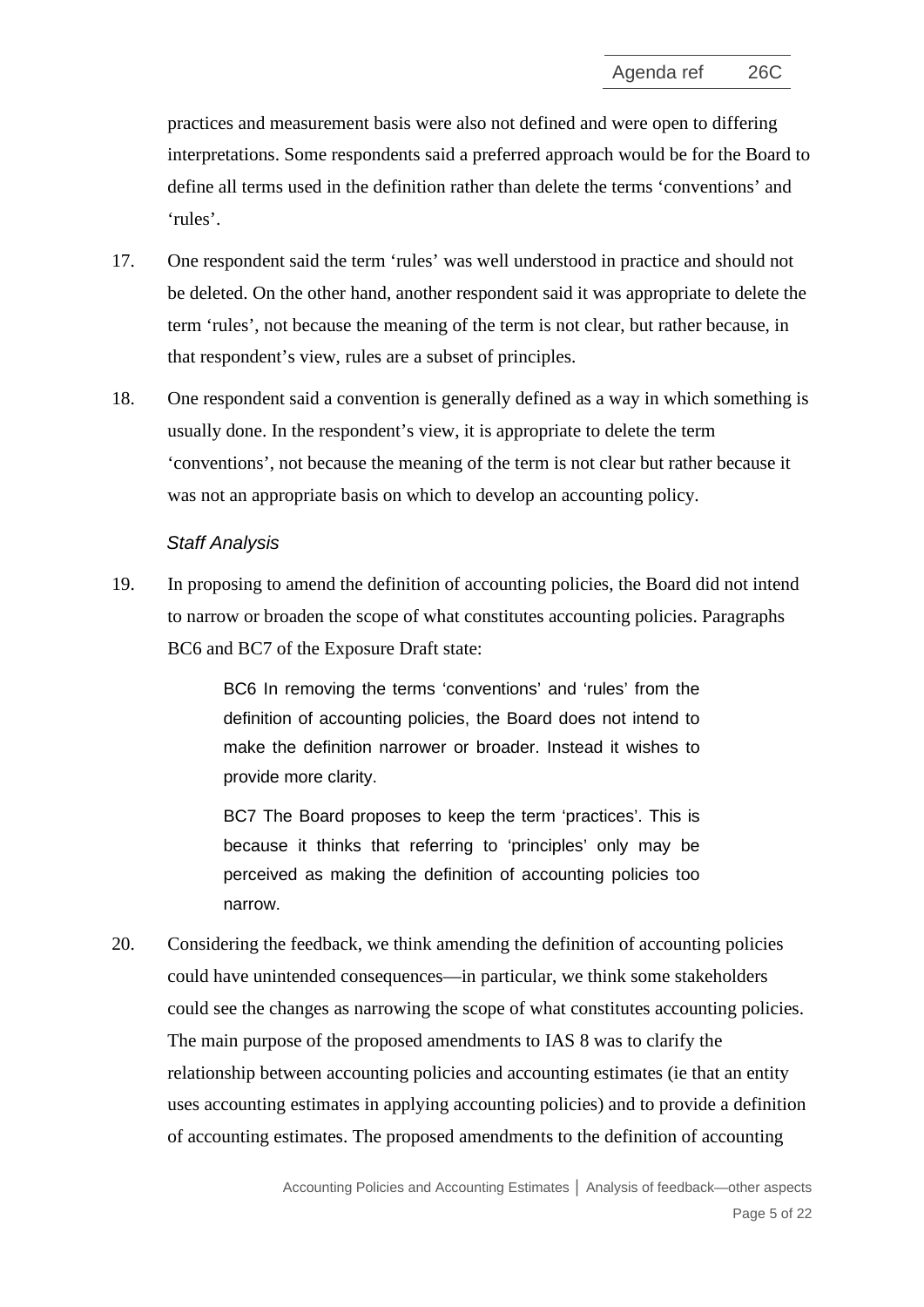practices and measurement basis were also not defined and were open to differing interpretations. Some respondents said a preferred approach would be for the Board to define all terms used in the definition rather than delete the terms 'conventions' and 'rules'.

17. One respondent said the term 'rules' was well understood in practice and should not be deleted. On the other hand, another respondent said it was appropriate to delete the term 'rules', not because the meaning of the term is not clear, but rather because, in that respondent's view, rules are a subset of principles.

18. One respondent said a convention is generally defined as a way in which something is usually done. In the respondent's view, it is appropriate to delete the term 'conventions', not because the meaning of the term is not clear but rather because it was not an appropriate basis on which to develop an accounting policy.

*Staff Analysis*

19. In proposing to amend the definition of accounting policies, the Board did not intend to narrow or broaden the scope of what constitutes accounting policies. Paragraphs BC6 and BC7 of the Exposure Draft state:

> BC6 In removing the terms 'conventions' and 'rules' from the definition of accounting policies, the Board does not intend to make the definition narrower or broader. Instead it wishes to provide more clarity.
>
> BC7 The Board proposes to keep the term 'practices'. This is because it thinks that referring to 'principles' only may be perceived as making the definition of accounting policies too narrow.

20. Considering the feedback, we think amending the definition of accounting policies could have unintended consequences—in particular, we think some stakeholders could see the changes as narrowing the scope of what constitutes accounting policies. The main purpose of the proposed amendments to IAS 8 was to clarify the relationship between accounting policies and accounting estimates (ie that an entity uses accounting estimates in applying accounting policies) and to provide a definition of accounting estimates. The proposed amendments to the definition of accounting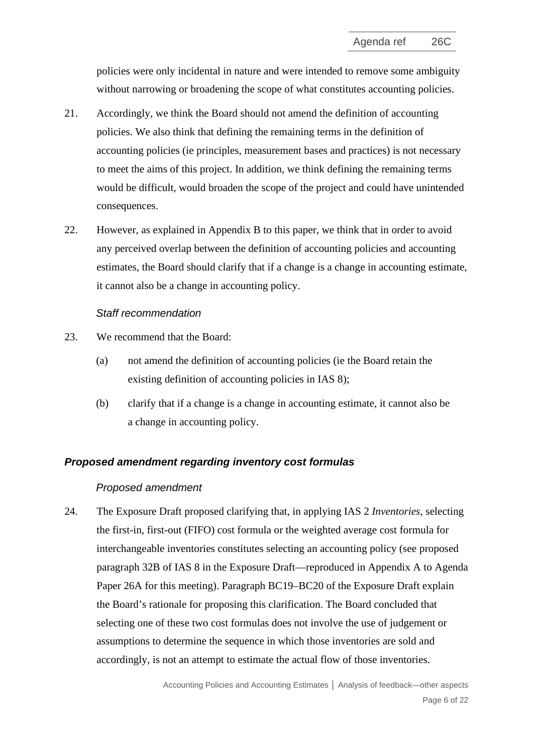policies were only incidental in nature and were intended to remove some ambiguity without narrowing or broadening the scope of what constitutes accounting policies.

21. Accordingly, we think the Board should not amend the definition of accounting policies. We also think that defining the remaining terms in the definition of accounting policies (ie principles, measurement bases and practices) is not necessary to meet the aims of this project. In addition, we think defining the remaining terms would be difficult, would broaden the scope of the project and could have unintended consequences.

22. However, as explained in Appendix B to this paper, we think that in order to avoid any perceived overlap between the definition of accounting policies and accounting estimates, the Board should clarify that if a change is a change in accounting estimate, it cannot also be a change in accounting policy.

*Staff recommendation*

23. We recommend that the Board:

    (a) not amend the definition of accounting policies (ie the Board retain the existing definition of accounting policies in IAS 8);

    (b) clarify that if a change is a change in accounting estimate, it cannot also be a change in accounting policy.

### *Proposed amendment regarding inventory cost formulas*

*Proposed amendment*

24. The Exposure Draft proposed clarifying that, in applying IAS 2 *Inventories*, selecting the first-in, first-out (FIFO) cost formula or the weighted average cost formula for interchangeable inventories constitutes selecting an accounting policy (see proposed paragraph 32B of IAS 8 in the Exposure Draft—reproduced in Appendix A to Agenda Paper 26A for this meeting). Paragraph BC19–BC20 of the Exposure Draft explain the Board's rationale for proposing this clarification. The Board concluded that selecting one of these two cost formulas does not involve the use of judgement or assumptions to determine the sequence in which those inventories are sold and accordingly, is not an attempt to estimate the actual flow of those inventories.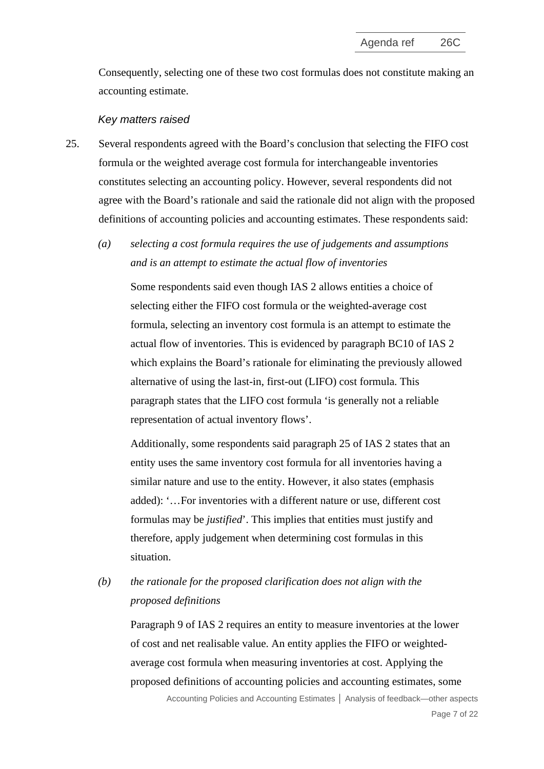Consequently, selecting one of these two cost formulas does not constitute making an accounting estimate.

### *Key matters raised*

25. Several respondents agreed with the Board's conclusion that selecting the FIFO cost formula or the weighted average cost formula for interchangeable inventories constitutes selecting an accounting policy. However, several respondents did not agree with the Board's rationale and said the rationale did not align with the proposed definitions of accounting policies and accounting estimates. These respondents said:

    (a) *selecting a cost formula requires the use of judgements and assumptions and is an attempt to estimate the actual flow of inventories*

    Some respondents said even though IAS 2 allows entities a choice of selecting either the FIFO cost formula or the weighted-average cost formula, selecting an inventory cost formula is an attempt to estimate the actual flow of inventories. This is evidenced by paragraph BC10 of IAS 2 which explains the Board's rationale for eliminating the previously allowed alternative of using the last-in, first-out (LIFO) cost formula. This paragraph states that the LIFO cost formula 'is generally not a reliable representation of actual inventory flows'.

    Additionally, some respondents said paragraph 25 of IAS 2 states that an entity uses the same inventory cost formula for all inventories having a similar nature and use to the entity. However, it also states (emphasis added): '…For inventories with a different nature or use, different cost formulas may be *justified*'. This implies that entities must justify and therefore, apply judgement when determining cost formulas in this situation.

    (b) *the rationale for the proposed clarification does not align with the proposed definitions*

    Paragraph 9 of IAS 2 requires an entity to measure inventories at the lower of cost and net realisable value. An entity applies the FIFO or weighted-average cost formula when measuring inventories at cost. Applying the proposed definitions of accounting policies and accounting estimates, some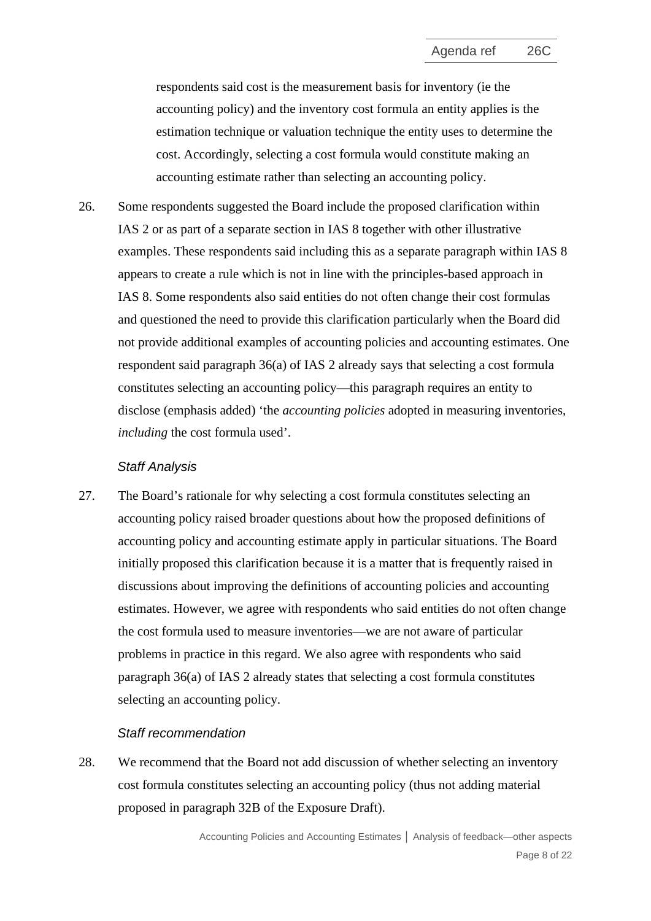respondents said cost is the measurement basis for inventory (ie the accounting policy) and the inventory cost formula an entity applies is the estimation technique or valuation technique the entity uses to determine the cost. Accordingly, selecting a cost formula would constitute making an accounting estimate rather than selecting an accounting policy.

26. Some respondents suggested the Board include the proposed clarification within IAS 2 or as part of a separate section in IAS 8 together with other illustrative examples. These respondents said including this as a separate paragraph within IAS 8 appears to create a rule which is not in line with the principles-based approach in IAS 8. Some respondents also said entities do not often change their cost formulas and questioned the need to provide this clarification particularly when the Board did not provide additional examples of accounting policies and accounting estimates. One respondent said paragraph 36(a) of IAS 2 already says that selecting a cost formula constitutes selecting an accounting policy—this paragraph requires an entity to disclose (emphasis added) 'the *accounting policies* adopted in measuring inventories, *including* the cost formula used'.

### *Staff Analysis*

27. The Board's rationale for why selecting a cost formula constitutes selecting an accounting policy raised broader questions about how the proposed definitions of accounting policy and accounting estimate apply in particular situations. The Board initially proposed this clarification because it is a matter that is frequently raised in discussions about improving the definitions of accounting policies and accounting estimates. However, we agree with respondents who said entities do not often change the cost formula used to measure inventories—we are not aware of particular problems in practice in this regard. We also agree with respondents who said paragraph 36(a) of IAS 2 already states that selecting a cost formula constitutes selecting an accounting policy.

### *Staff recommendation*

28. We recommend that the Board not add discussion of whether selecting an inventory cost formula constitutes selecting an accounting policy (thus not adding material proposed in paragraph 32B of the Exposure Draft).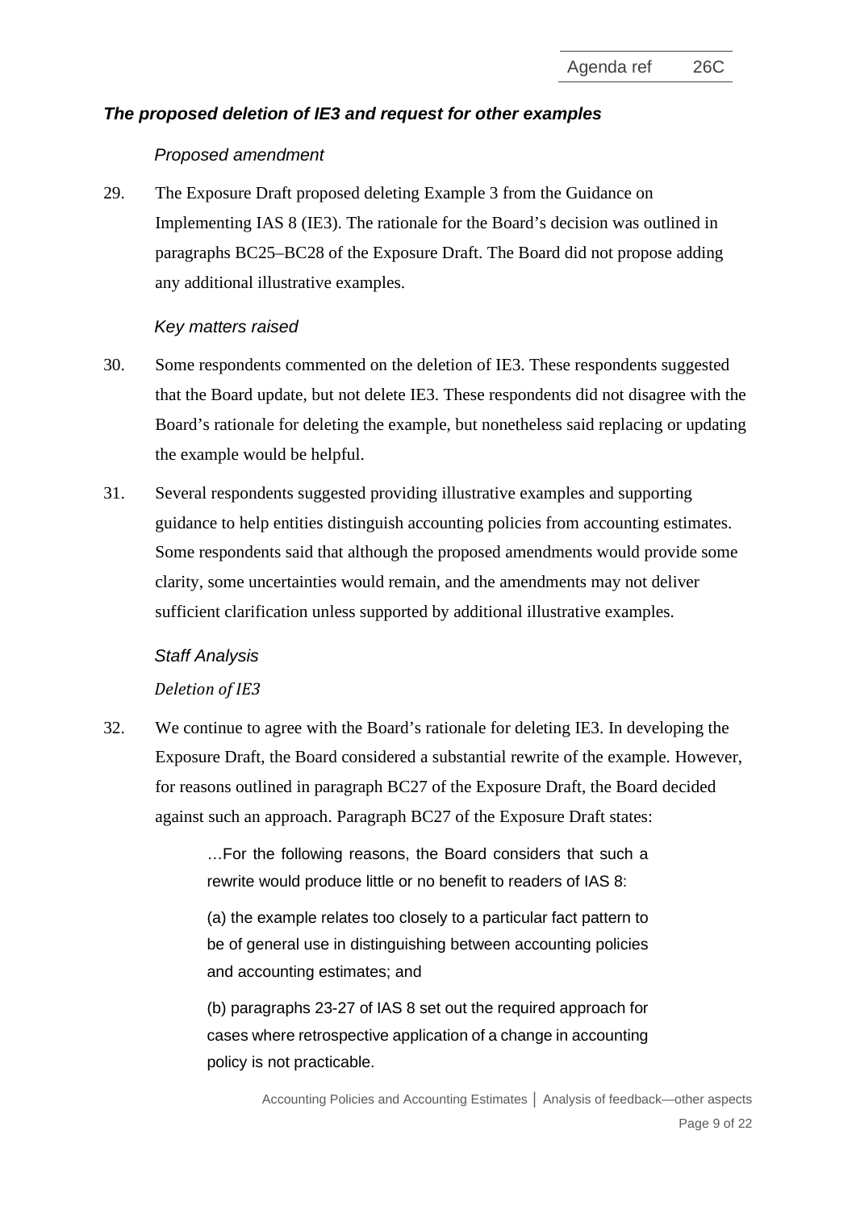### *The proposed deletion of IE3 and request for other examples*

*Proposed amendment*

29. The Exposure Draft proposed deleting Example 3 from the Guidance on Implementing IAS 8 (IE3). The rationale for the Board's decision was outlined in paragraphs BC25–BC28 of the Exposure Draft. The Board did not propose adding any additional illustrative examples.

*Key matters raised*

30. Some respondents commented on the deletion of IE3. These respondents suggested that the Board update, but not delete IE3. These respondents did not disagree with the Board's rationale for deleting the example, but nonetheless said replacing or updating the example would be helpful.

31. Several respondents suggested providing illustrative examples and supporting guidance to help entities distinguish accounting policies from accounting estimates. Some respondents said that although the proposed amendments would provide some clarity, some uncertainties would remain, and the amendments may not deliver sufficient clarification unless supported by additional illustrative examples.

*Staff Analysis*

*Deletion of IE3*

32. We continue to agree with the Board's rationale for deleting IE3. In developing the Exposure Draft, the Board considered a substantial rewrite of the example. However, for reasons outlined in paragraph BC27 of the Exposure Draft, the Board decided against such an approach. Paragraph BC27 of the Exposure Draft states:

> …For the following reasons, the Board considers that such a rewrite would produce little or no benefit to readers of IAS 8:
>
> (a) the example relates too closely to a particular fact pattern to be of general use in distinguishing between accounting policies and accounting estimates; and
>
> (b) paragraphs 23-27 of IAS 8 set out the required approach for cases where retrospective application of a change in accounting policy is not practicable.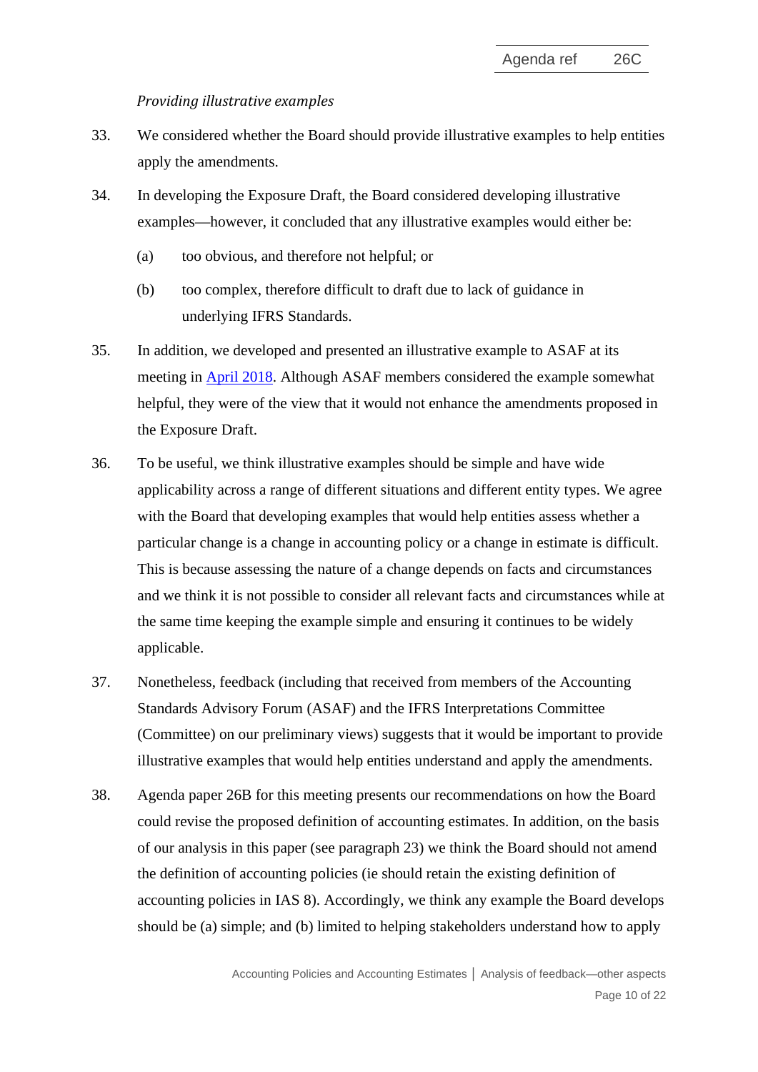*Providing illustrative examples*

33. We considered whether the Board should provide illustrative examples to help entities apply the amendments.

34. In developing the Exposure Draft, the Board considered developing illustrative examples—however, it concluded that any illustrative examples would either be:

    (a) too obvious, and therefore not helpful; or

    (b) too complex, therefore difficult to draft due to lack of guidance in underlying IFRS Standards.

35. In addition, we developed and presented an illustrative example to ASAF at its meeting in [April 2018](). Although ASAF members considered the example somewhat helpful, they were of the view that it would not enhance the amendments proposed in the Exposure Draft.

36. To be useful, we think illustrative examples should be simple and have wide applicability across a range of different situations and different entity types. We agree with the Board that developing examples that would help entities assess whether a particular change is a change in accounting policy or a change in estimate is difficult. This is because assessing the nature of a change depends on facts and circumstances and we think it is not possible to consider all relevant facts and circumstances while at the same time keeping the example simple and ensuring it continues to be widely applicable.

37. Nonetheless, feedback (including that received from members of the Accounting Standards Advisory Forum (ASAF) and the IFRS Interpretations Committee (Committee) on our preliminary views) suggests that it would be important to provide illustrative examples that would help entities understand and apply the amendments.

38. Agenda paper 26B for this meeting presents our recommendations on how the Board could revise the proposed definition of accounting estimates. In addition, on the basis of our analysis in this paper (see paragraph 23) we think the Board should not amend the definition of accounting policies (ie should retain the existing definition of accounting policies in IAS 8). Accordingly, we think any example the Board develops should be (a) simple; and (b) limited to helping stakeholders understand how to apply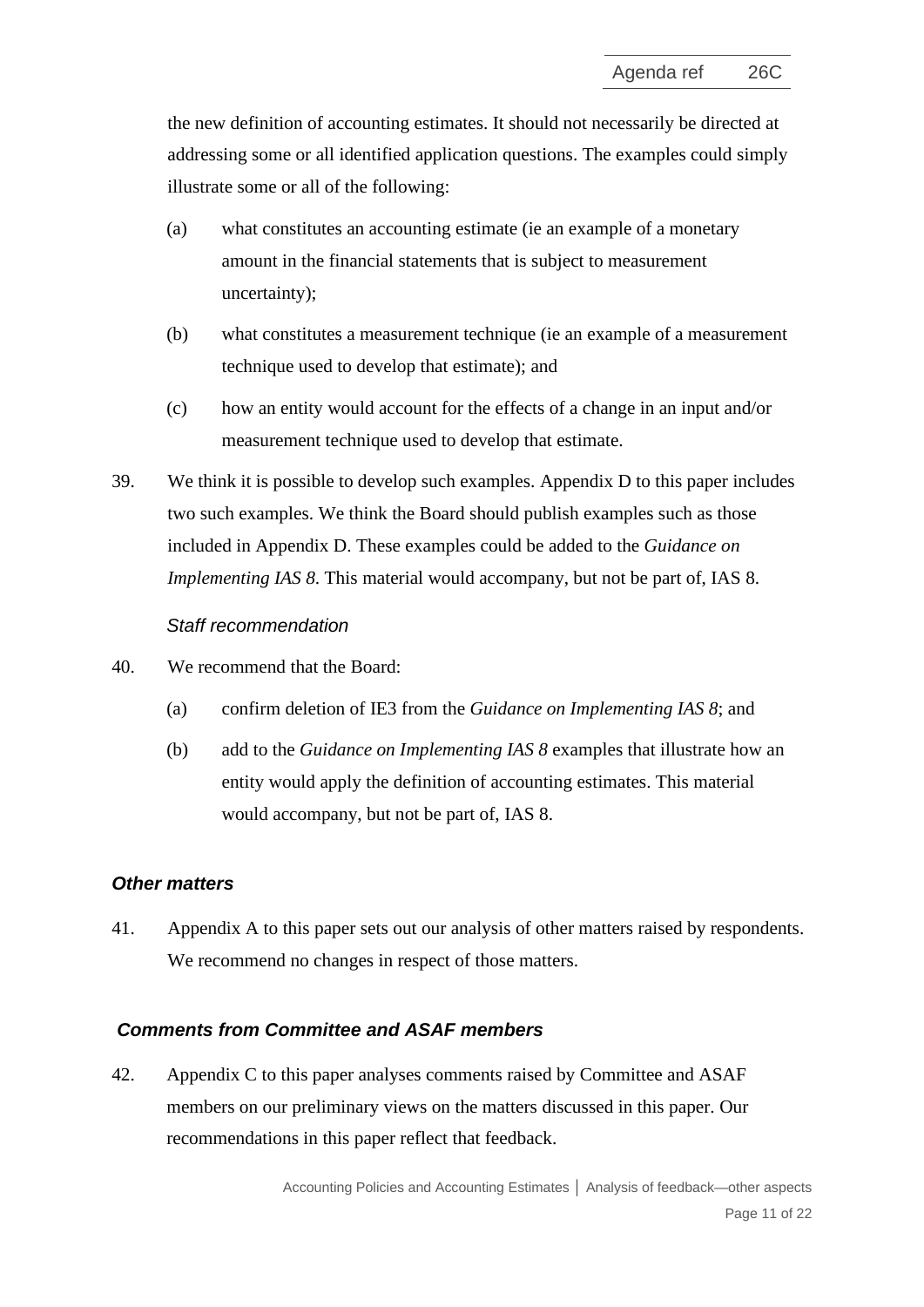the new definition of accounting estimates. It should not necessarily be directed at addressing some or all identified application questions. The examples could simply illustrate some or all of the following:

(a) what constitutes an accounting estimate (ie an example of a monetary amount in the financial statements that is subject to measurement uncertainty);

(b) what constitutes a measurement technique (ie an example of a measurement technique used to develop that estimate); and

(c) how an entity would account for the effects of a change in an input and/or measurement technique used to develop that estimate.

39. We think it is possible to develop such examples. Appendix D to this paper includes two such examples. We think the Board should publish examples such as those included in Appendix D. These examples could be added to the *Guidance on Implementing IAS 8.* This material would accompany, but not be part of, IAS 8.

*Staff recommendation*

40. We recommend that the Board:

(a) confirm deletion of IE3 from the *Guidance on Implementing IAS 8*; and

(b) add to the *Guidance on Implementing IAS 8* examples that illustrate how an entity would apply the definition of accounting estimates. This material would accompany, but not be part of, IAS 8.

### *Other matters*

41. Appendix A to this paper sets out our analysis of other matters raised by respondents. We recommend no changes in respect of those matters.

### *Comments from Committee and ASAF members*

42. Appendix C to this paper analyses comments raised by Committee and ASAF members on our preliminary views on the matters discussed in this paper. Our recommendations in this paper reflect that feedback.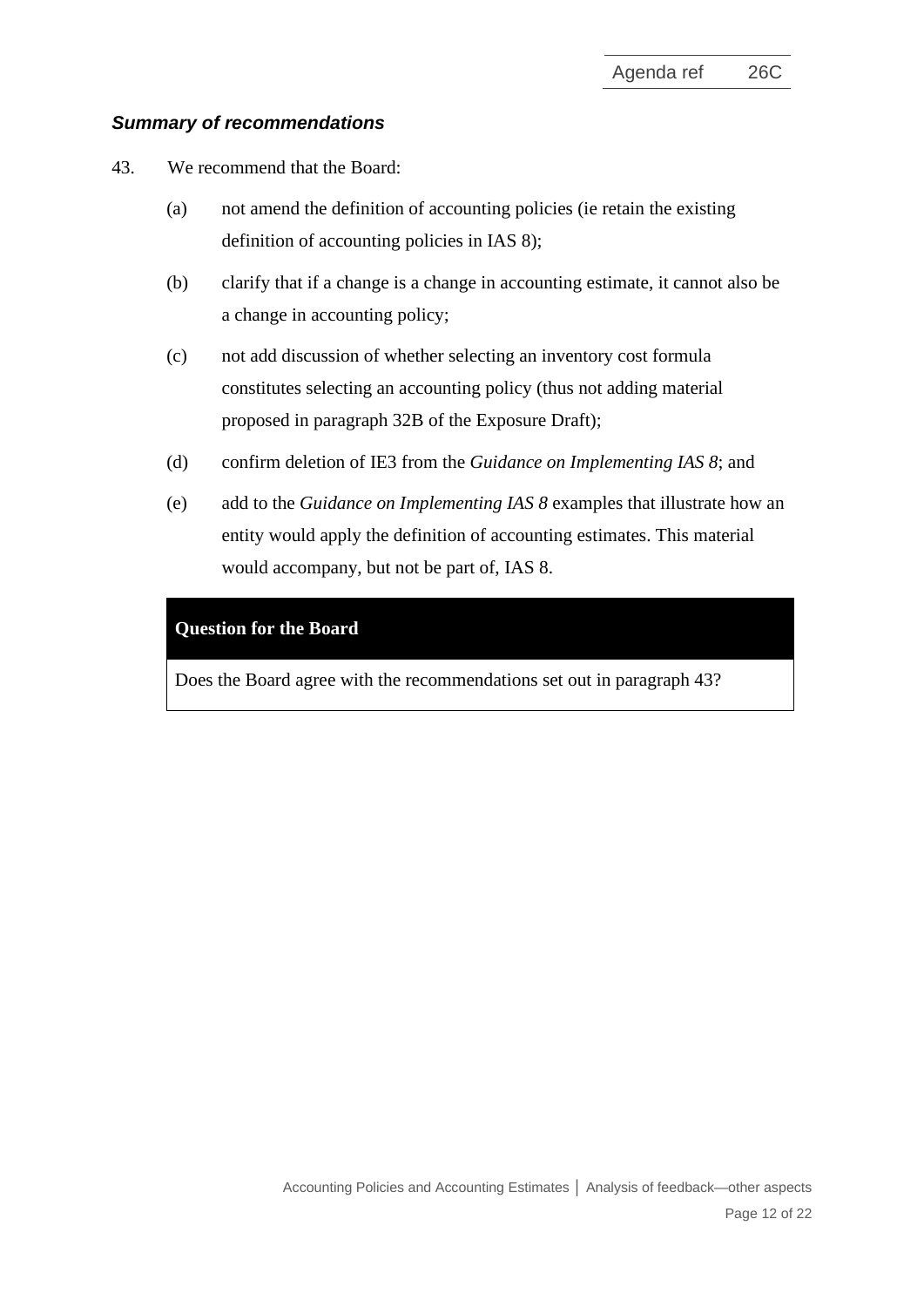### *Summary of recommendations*

43. We recommend that the Board:

    (a) not amend the definition of accounting policies (ie retain the existing definition of accounting policies in IAS 8);

    (b) clarify that if a change is a change in accounting estimate, it cannot also be a change in accounting policy;

    (c) not add discussion of whether selecting an inventory cost formula constitutes selecting an accounting policy (thus not adding material proposed in paragraph 32B of the Exposure Draft);

    (d) confirm deletion of IE3 from the *Guidance on Implementing IAS 8*; and

    (e) add to the *Guidance on Implementing IAS 8* examples that illustrate how an entity would apply the definition of accounting estimates. This material would accompany, but not be part of, IAS 8.

**Question for the Board**

Does the Board agree with the recommendations set out in paragraph 43?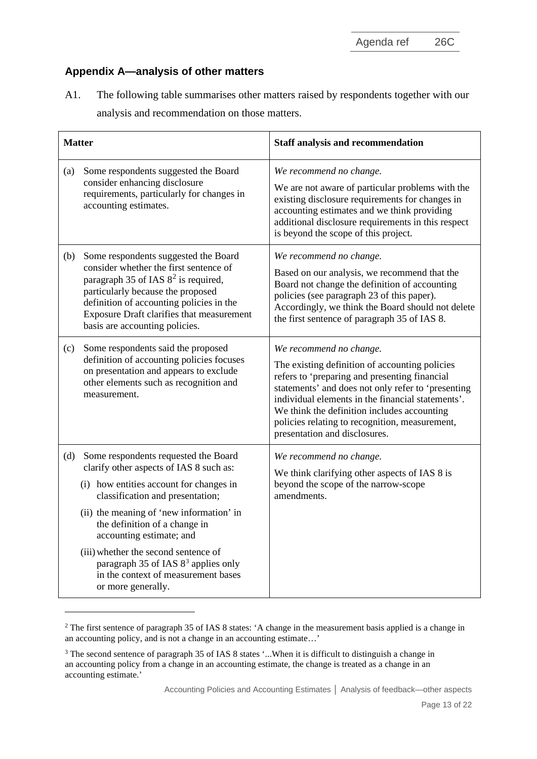## Appendix A—analysis of other matters

A1. The following table summarises other matters raised by respondents together with our analysis and recommendation on those matters.

| Matter | Staff analysis and recommendation |
|---|---|
| (a) Some respondents suggested the Board consider enhancing disclosure requirements, particularly for changes in accounting estimates. | *We recommend no change.*<br><br>We are not aware of particular problems with the existing disclosure requirements for changes in accounting estimates and we think providing additional disclosure requirements in this respect is beyond the scope of this project. |
| (b) Some respondents suggested the Board consider whether the first sentence of paragraph 35 of IAS 8[2] is required, particularly because the proposed definition of accounting policies in the Exposure Draft clarifies that measurement basis are accounting policies. | *We recommend no change.*<br><br>Based on our analysis, we recommend that the Board not change the definition of accounting policies (see paragraph 23 of this paper). Accordingly, we think the Board should not delete the first sentence of paragraph 35 of IAS 8. |
| (c) Some respondents said the proposed definition of accounting policies focuses on presentation and appears to exclude other elements such as recognition and measurement. | *We recommend no change.*<br><br>The existing definition of accounting policies refers to 'preparing and presenting financial statements' and does not only refer to 'presenting individual elements in the financial statements'. We think the definition includes accounting policies relating to recognition, measurement, presentation and disclosures. |
| (d) Some respondents requested the Board clarify other aspects of IAS 8 such as:<br>(i) how entities account for changes in classification and presentation;<br>(ii) the meaning of 'new information' in the definition of a change in accounting estimate; and<br>(iii) whether the second sentence of paragraph 35 of IAS 8[3] applies only in the context of measurement bases or more generally. | *We recommend no change.*<br><br>We think clarifying other aspects of IAS 8 is beyond the scope of the narrow-scope amendments. |

[2] The first sentence of paragraph 35 of IAS 8 states: 'A change in the measurement basis applied is a change in an accounting policy, and is not a change in an accounting estimate…'

[3] The second sentence of paragraph 35 of IAS 8 states '...When it is difficult to distinguish a change in an accounting policy from a change in an accounting estimate, the change is treated as a change in an accounting estimate.'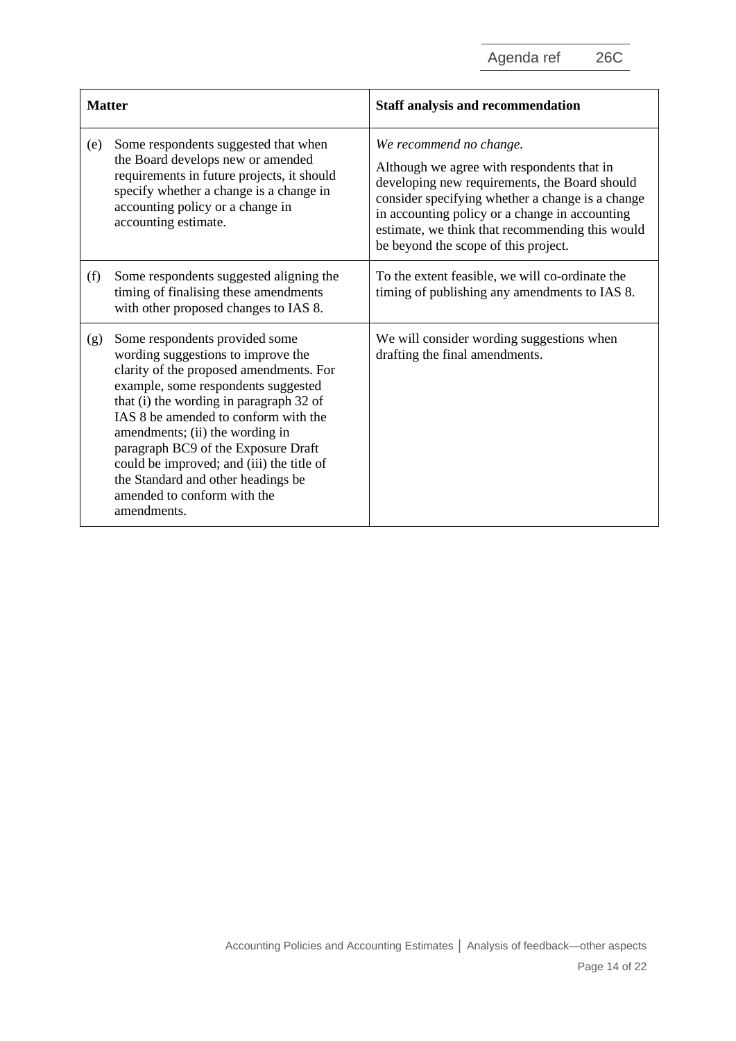| Matter | Staff analysis and recommendation |
|---|---|
| (e) Some respondents suggested that when the Board develops new or amended requirements in future projects, it should specify whether a change is a change in accounting policy or a change in accounting estimate. | *We recommend no change.* Although we agree with respondents that in developing new requirements, the Board should consider specifying whether a change is a change in accounting policy or a change in accounting estimate, we think that recommending this would be beyond the scope of this project. |
| (f) Some respondents suggested aligning the timing of finalising these amendments with other proposed changes to IAS 8. | To the extent feasible, we will co-ordinate the timing of publishing any amendments to IAS 8. |
| (g) Some respondents provided some wording suggestions to improve the clarity of the proposed amendments. For example, some respondents suggested that (i) the wording in paragraph 32 of IAS 8 be amended to conform with the amendments; (ii) the wording in paragraph BC9 of the Exposure Draft could be improved; and (iii) the title of the Standard and other headings be amended to conform with the amendments. | We will consider wording suggestions when drafting the final amendments. |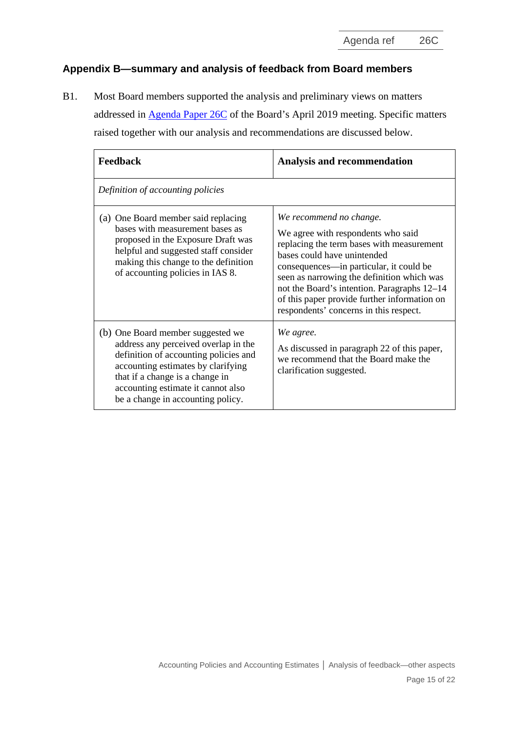## Appendix B—summary and analysis of feedback from Board members

B1. Most Board members supported the analysis and preliminary views on matters addressed in [Agenda Paper 26C] of the Board's April 2019 meeting. Specific matters raised together with our analysis and recommendations are discussed below.

| Feedback | Analysis and recommendation |
|---|---|
| *Definition of accounting policies* | |
| (a) One Board member said replacing bases with measurement bases as proposed in the Exposure Draft was helpful and suggested staff consider making this change to the definition of accounting policies in IAS 8. | *We recommend no change.* We agree with respondents who said replacing the term bases with measurement bases could have unintended consequences—in particular, it could be seen as narrowing the definition which was not the Board's intention. Paragraphs 12–14 of this paper provide further information on respondents' concerns in this respect. |
| (b) One Board member suggested we address any perceived overlap in the definition of accounting policies and accounting estimates by clarifying that if a change is a change in accounting estimate it cannot also be a change in accounting policy. | *We agree.* As discussed in paragraph 22 of this paper, we recommend that the Board make the clarification suggested. |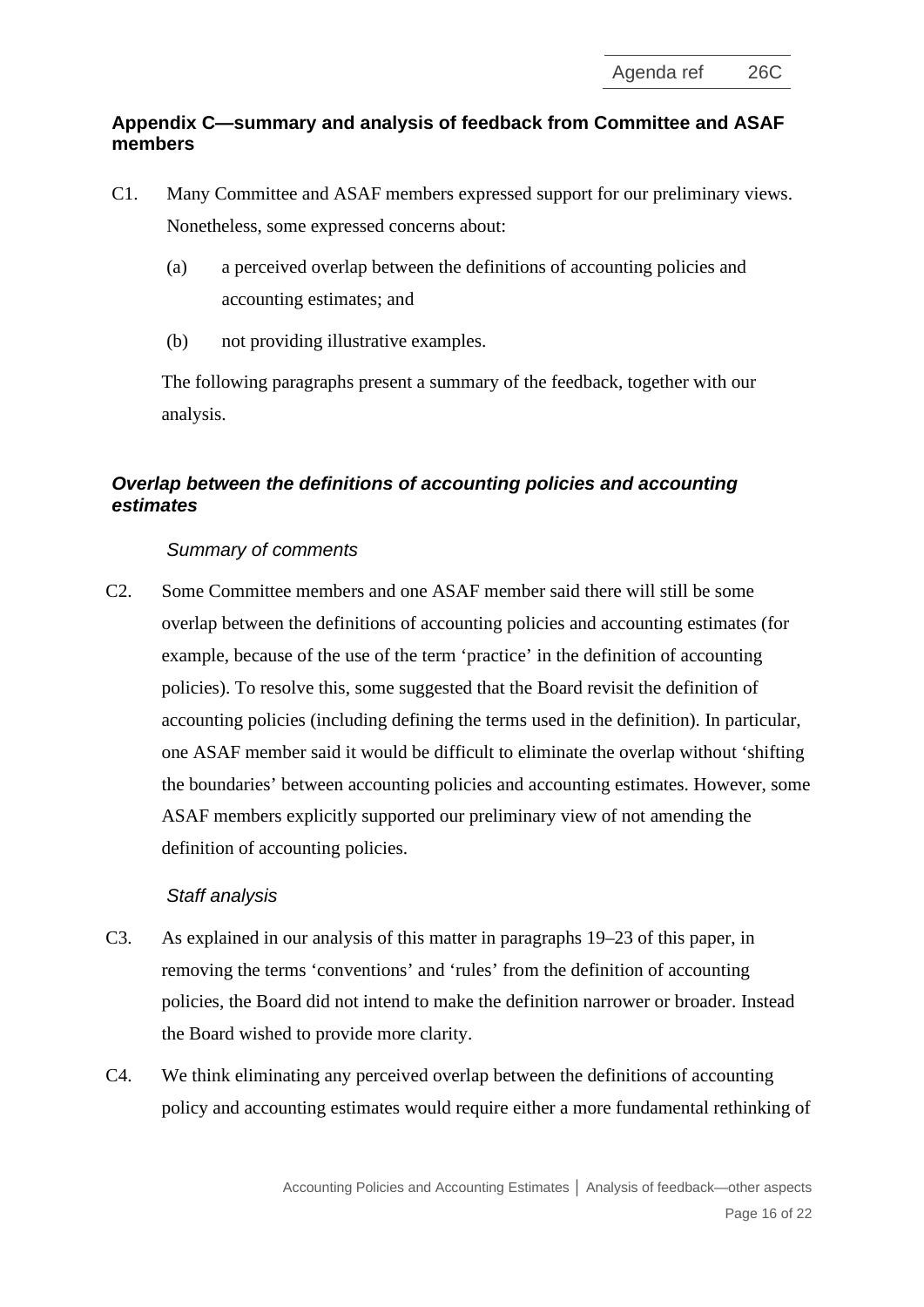## Appendix C—summary and analysis of feedback from Committee and ASAF members

C1. Many Committee and ASAF members expressed support for our preliminary views. Nonetheless, some expressed concerns about:

(a) a perceived overlap between the definitions of accounting policies and accounting estimates; and

(b) not providing illustrative examples.

The following paragraphs present a summary of the feedback, together with our analysis.

### *Overlap between the definitions of accounting policies and accounting estimates*

#### *Summary of comments*

C2. Some Committee members and one ASAF member said there will still be some overlap between the definitions of accounting policies and accounting estimates (for example, because of the use of the term 'practice' in the definition of accounting policies). To resolve this, some suggested that the Board revisit the definition of accounting policies (including defining the terms used in the definition). In particular, one ASAF member said it would be difficult to eliminate the overlap without 'shifting the boundaries' between accounting policies and accounting estimates. However, some ASAF members explicitly supported our preliminary view of not amending the definition of accounting policies.

#### *Staff analysis*

C3. As explained in our analysis of this matter in paragraphs 19–23 of this paper, in removing the terms 'conventions' and 'rules' from the definition of accounting policies, the Board did not intend to make the definition narrower or broader. Instead the Board wished to provide more clarity.

C4. We think eliminating any perceived overlap between the definitions of accounting policy and accounting estimates would require either a more fundamental rethinking of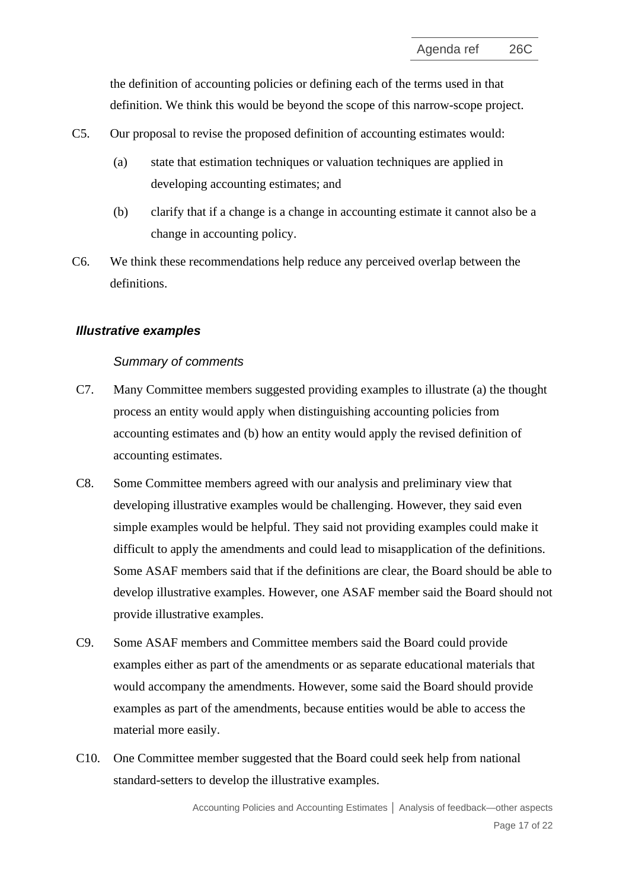the definition of accounting policies or defining each of the terms used in that definition. We think this would be beyond the scope of this narrow-scope project.

C5. Our proposal to revise the proposed definition of accounting estimates would:

(a) state that estimation techniques or valuation techniques are applied in developing accounting estimates; and

(b) clarify that if a change is a change in accounting estimate it cannot also be a change in accounting policy.

C6. We think these recommendations help reduce any perceived overlap between the definitions.

### *Illustrative examples*

*Summary of comments*

C7. Many Committee members suggested providing examples to illustrate (a) the thought process an entity would apply when distinguishing accounting policies from accounting estimates and (b) how an entity would apply the revised definition of accounting estimates.

C8. Some Committee members agreed with our analysis and preliminary view that developing illustrative examples would be challenging. However, they said even simple examples would be helpful. They said not providing examples could make it difficult to apply the amendments and could lead to misapplication of the definitions. Some ASAF members said that if the definitions are clear, the Board should be able to develop illustrative examples. However, one ASAF member said the Board should not provide illustrative examples.

C9. Some ASAF members and Committee members said the Board could provide examples either as part of the amendments or as separate educational materials that would accompany the amendments. However, some said the Board should provide examples as part of the amendments, because entities would be able to access the material more easily.

C10. One Committee member suggested that the Board could seek help from national standard-setters to develop the illustrative examples.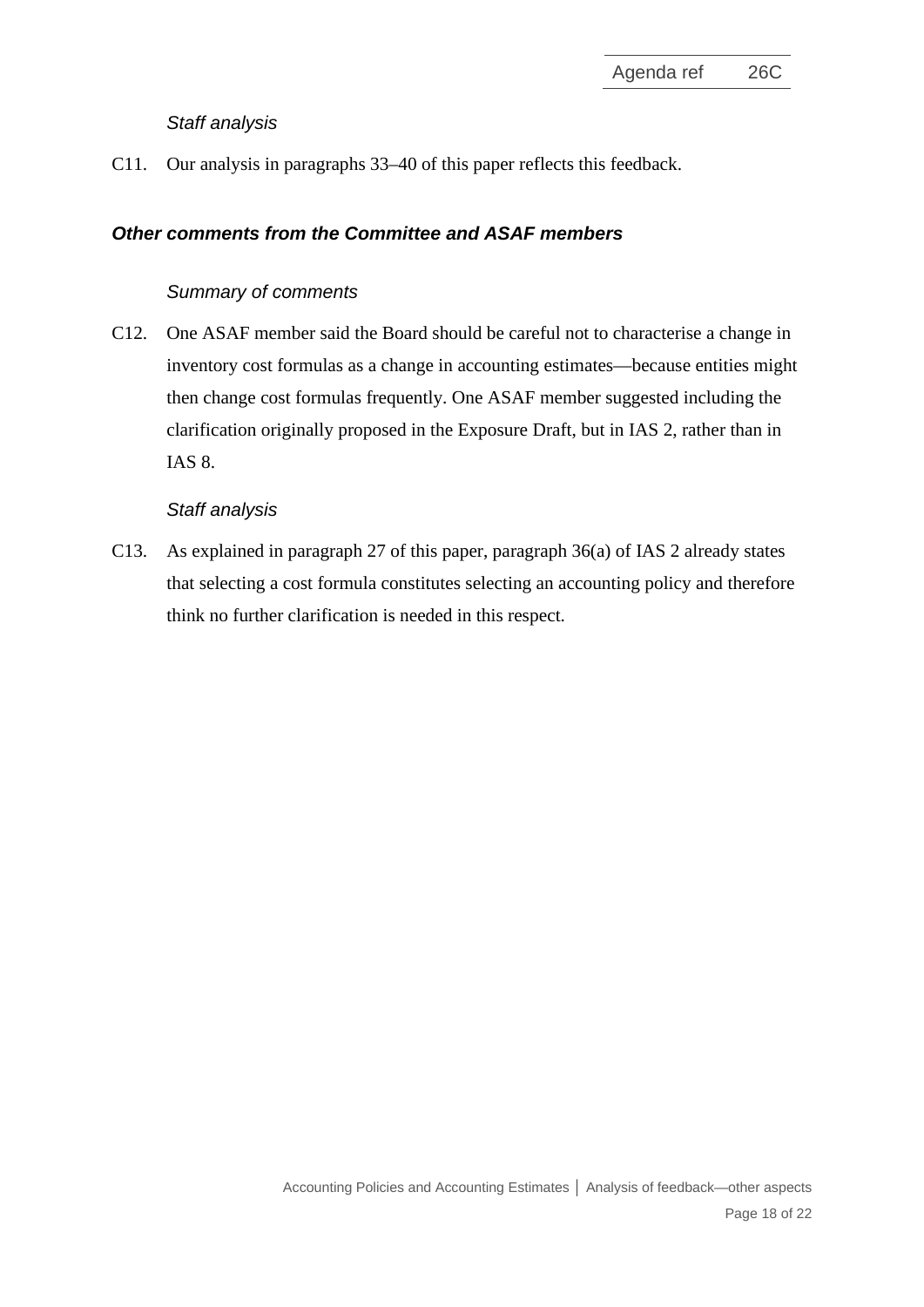*Staff analysis*

C11. Our analysis in paragraphs 33–40 of this paper reflects this feedback.

### ***Other comments from the Committee and ASAF members***

*Summary of comments*

C12. One ASAF member said the Board should be careful not to characterise a change in inventory cost formulas as a change in accounting estimates—because entities might then change cost formulas frequently. One ASAF member suggested including the clarification originally proposed in the Exposure Draft, but in IAS 2, rather than in IAS 8.

*Staff analysis*

C13. As explained in paragraph 27 of this paper, paragraph 36(a) of IAS 2 already states that selecting a cost formula constitutes selecting an accounting policy and therefore think no further clarification is needed in this respect.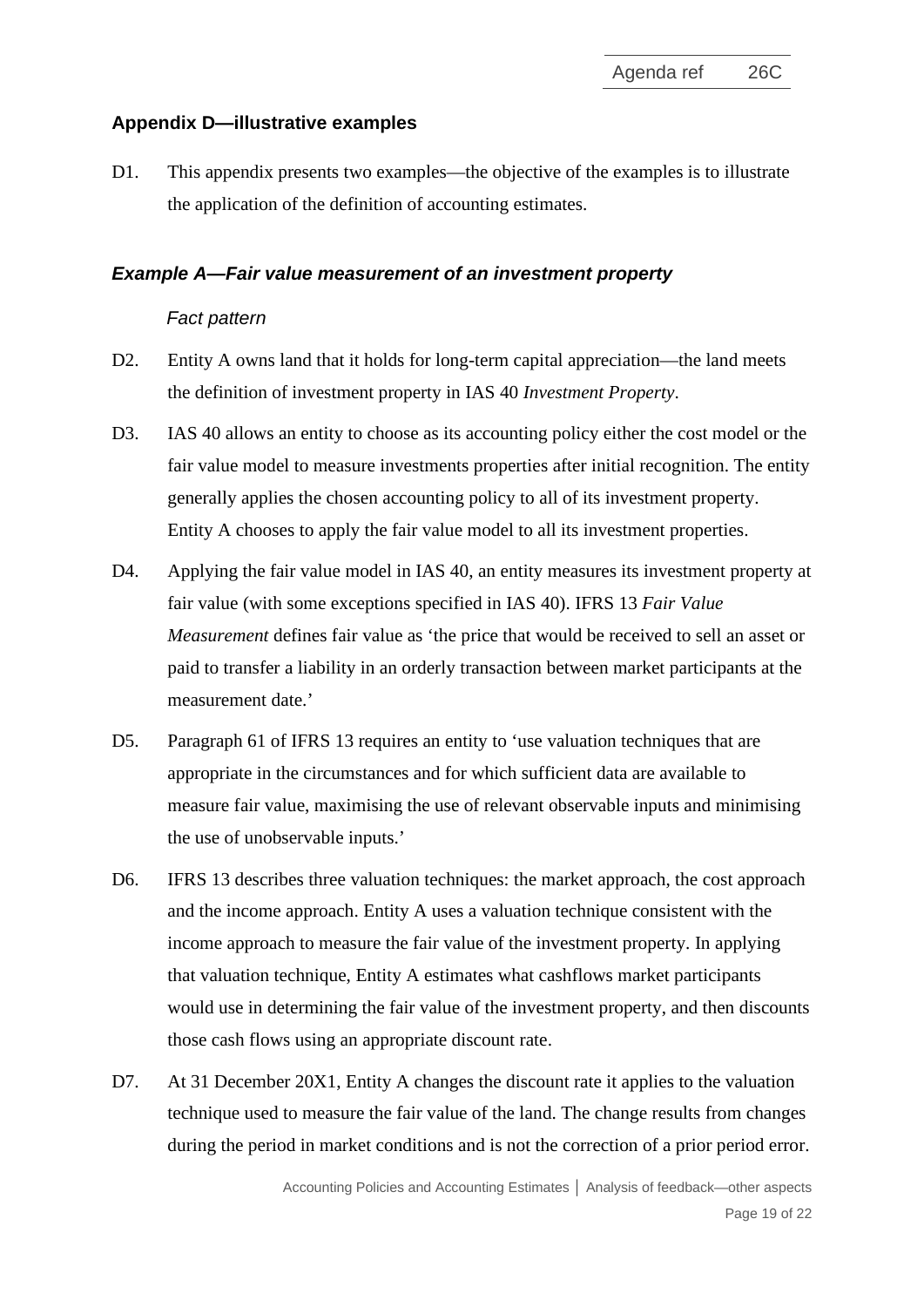## Appendix D—illustrative examples

D1. This appendix presents two examples—the objective of the examples is to illustrate the application of the definition of accounting estimates.

### *Example A—Fair value measurement of an investment property*

*Fact pattern*

D2. Entity A owns land that it holds for long-term capital appreciation—the land meets the definition of investment property in IAS 40 *Investment Property*.

D3. IAS 40 allows an entity to choose as its accounting policy either the cost model or the fair value model to measure investments properties after initial recognition. The entity generally applies the chosen accounting policy to all of its investment property. Entity A chooses to apply the fair value model to all its investment properties.

D4. Applying the fair value model in IAS 40, an entity measures its investment property at fair value (with some exceptions specified in IAS 40). IFRS 13 *Fair Value Measurement* defines fair value as 'the price that would be received to sell an asset or paid to transfer a liability in an orderly transaction between market participants at the measurement date.'

D5. Paragraph 61 of IFRS 13 requires an entity to 'use valuation techniques that are appropriate in the circumstances and for which sufficient data are available to measure fair value, maximising the use of relevant observable inputs and minimising the use of unobservable inputs.'

D6. IFRS 13 describes three valuation techniques: the market approach, the cost approach and the income approach. Entity A uses a valuation technique consistent with the income approach to measure the fair value of the investment property. In applying that valuation technique, Entity A estimates what cashflows market participants would use in determining the fair value of the investment property, and then discounts those cash flows using an appropriate discount rate.

D7. At 31 December 20X1, Entity A changes the discount rate it applies to the valuation technique used to measure the fair value of the land. The change results from changes during the period in market conditions and is not the correction of a prior period error.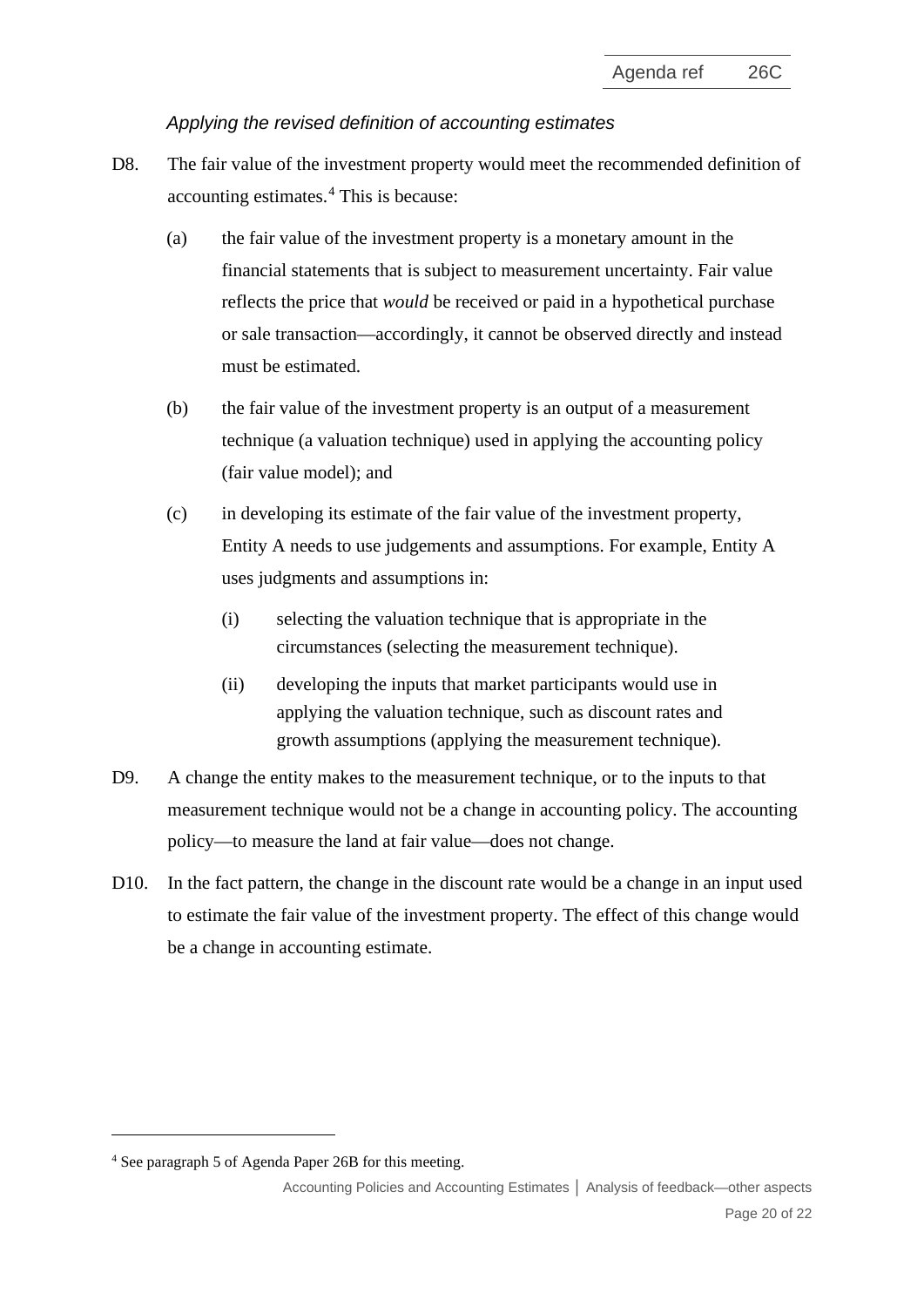*Applying the revised definition of accounting estimates*

D8. The fair value of the investment property would meet the recommended definition of accounting estimates.[4] This is because:

(a) the fair value of the investment property is a monetary amount in the financial statements that is subject to measurement uncertainty. Fair value reflects the price that *would* be received or paid in a hypothetical purchase or sale transaction—accordingly, it cannot be observed directly and instead must be estimated.

(b) the fair value of the investment property is an output of a measurement technique (a valuation technique) used in applying the accounting policy (fair value model); and

(c) in developing its estimate of the fair value of the investment property, Entity A needs to use judgements and assumptions. For example, Entity A uses judgments and assumptions in:

(i) selecting the valuation technique that is appropriate in the circumstances (selecting the measurement technique).

(ii) developing the inputs that market participants would use in applying the valuation technique, such as discount rates and growth assumptions (applying the measurement technique).

D9. A change the entity makes to the measurement technique, or to the inputs to that measurement technique would not be a change in accounting policy. The accounting policy—to measure the land at fair value—does not change.

D10. In the fact pattern, the change in the discount rate would be a change in an input used to estimate the fair value of the investment property. The effect of this change would be a change in accounting estimate.

[4] See paragraph 5 of Agenda Paper 26B for this meeting.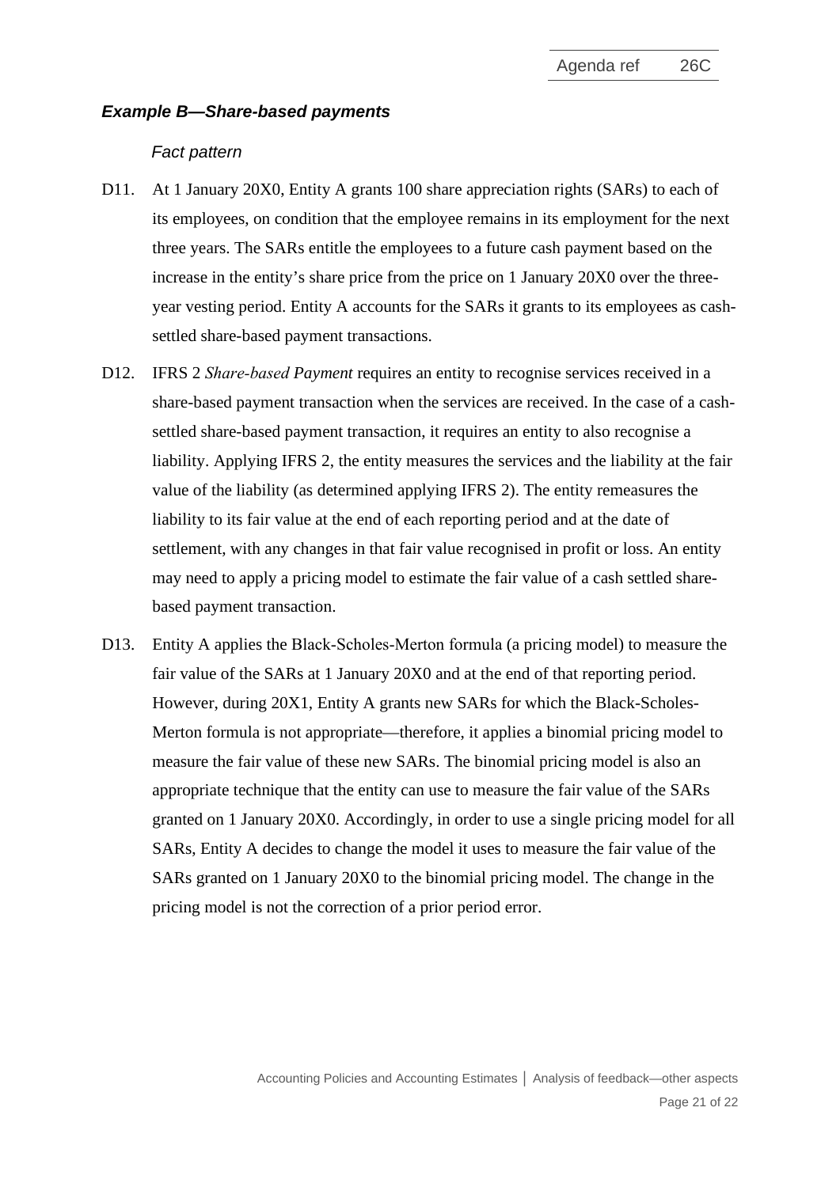### *Example B—Share-based payments*

*Fact pattern*

D11. At 1 January 20X0, Entity A grants 100 share appreciation rights (SARs) to each of its employees, on condition that the employee remains in its employment for the next three years. The SARs entitle the employees to a future cash payment based on the increase in the entity's share price from the price on 1 January 20X0 over the three-year vesting period. Entity A accounts for the SARs it grants to its employees as cash-settled share-based payment transactions.

D12. IFRS 2 *Share-based Payment* requires an entity to recognise services received in a share-based payment transaction when the services are received. In the case of a cash-settled share-based payment transaction, it requires an entity to also recognise a liability. Applying IFRS 2, the entity measures the services and the liability at the fair value of the liability (as determined applying IFRS 2). The entity remeasures the liability to its fair value at the end of each reporting period and at the date of settlement, with any changes in that fair value recognised in profit or loss. An entity may need to apply a pricing model to estimate the fair value of a cash settled share-based payment transaction.

D13. Entity A applies the Black-Scholes-Merton formula (a pricing model) to measure the fair value of the SARs at 1 January 20X0 and at the end of that reporting period. However, during 20X1, Entity A grants new SARs for which the Black-Scholes-Merton formula is not appropriate—therefore, it applies a binomial pricing model to measure the fair value of these new SARs. The binomial pricing model is also an appropriate technique that the entity can use to measure the fair value of the SARs granted on 1 January 20X0. Accordingly, in order to use a single pricing model for all SARs, Entity A decides to change the model it uses to measure the fair value of the SARs granted on 1 January 20X0 to the binomial pricing model. The change in the pricing model is not the correction of a prior period error.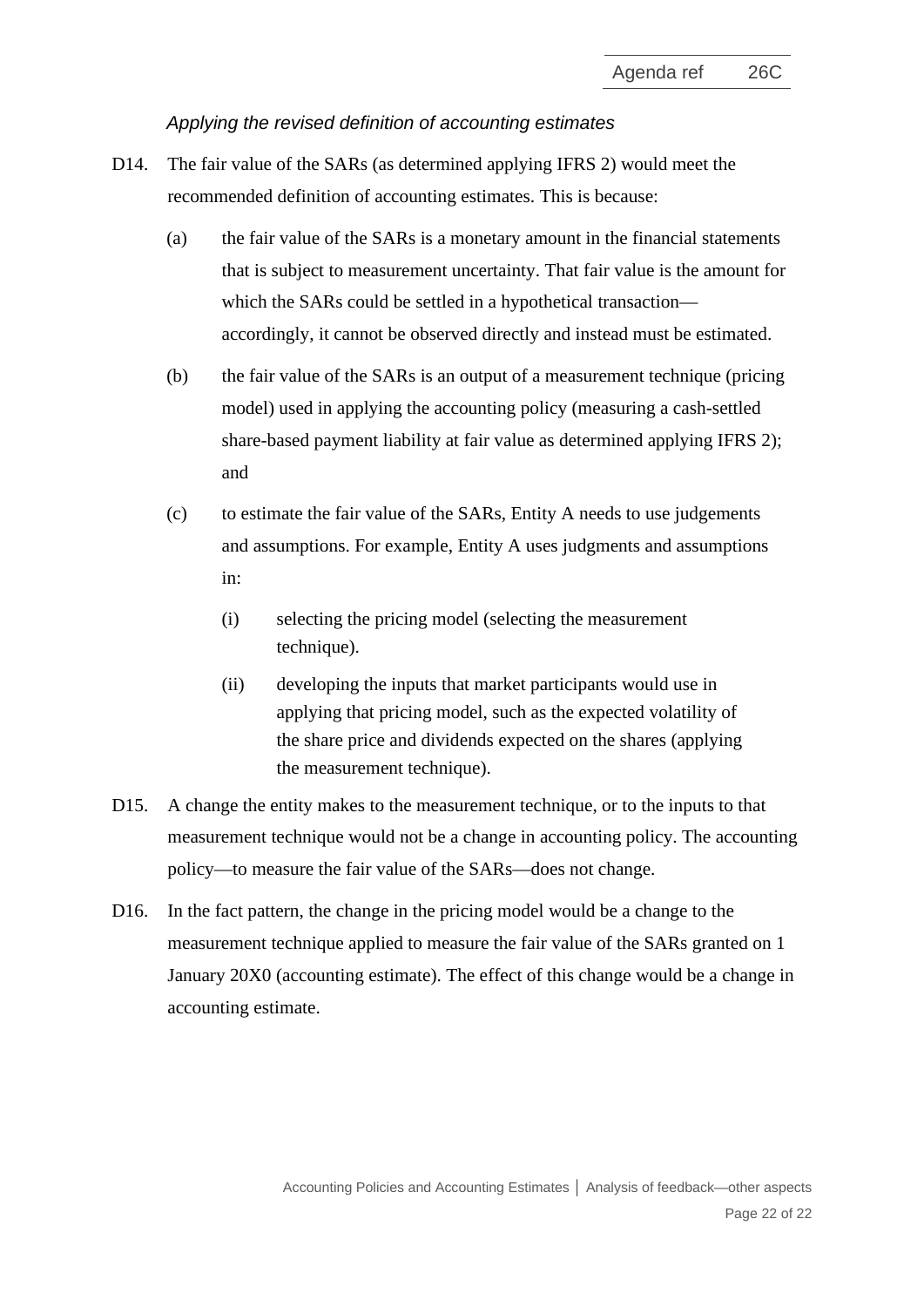*Applying the revised definition of accounting estimates*

D14. The fair value of the SARs (as determined applying IFRS 2) would meet the recommended definition of accounting estimates. This is because:

(a) the fair value of the SARs is a monetary amount in the financial statements that is subject to measurement uncertainty. That fair value is the amount for which the SARs could be settled in a hypothetical transaction—accordingly, it cannot be observed directly and instead must be estimated.

(b) the fair value of the SARs is an output of a measurement technique (pricing model) used in applying the accounting policy (measuring a cash-settled share-based payment liability at fair value as determined applying IFRS 2); and

(c) to estimate the fair value of the SARs, Entity A needs to use judgements and assumptions. For example, Entity A uses judgments and assumptions in:

(i) selecting the pricing model (selecting the measurement technique).

(ii) developing the inputs that market participants would use in applying that pricing model, such as the expected volatility of the share price and dividends expected on the shares (applying the measurement technique).

D15. A change the entity makes to the measurement technique, or to the inputs to that measurement technique would not be a change in accounting policy. The accounting policy—to measure the fair value of the SARs—does not change.

D16. In the fact pattern, the change in the pricing model would be a change to the measurement technique applied to measure the fair value of the SARs granted on 1 January 20X0 (accounting estimate). The effect of this change would be a change in accounting estimate.